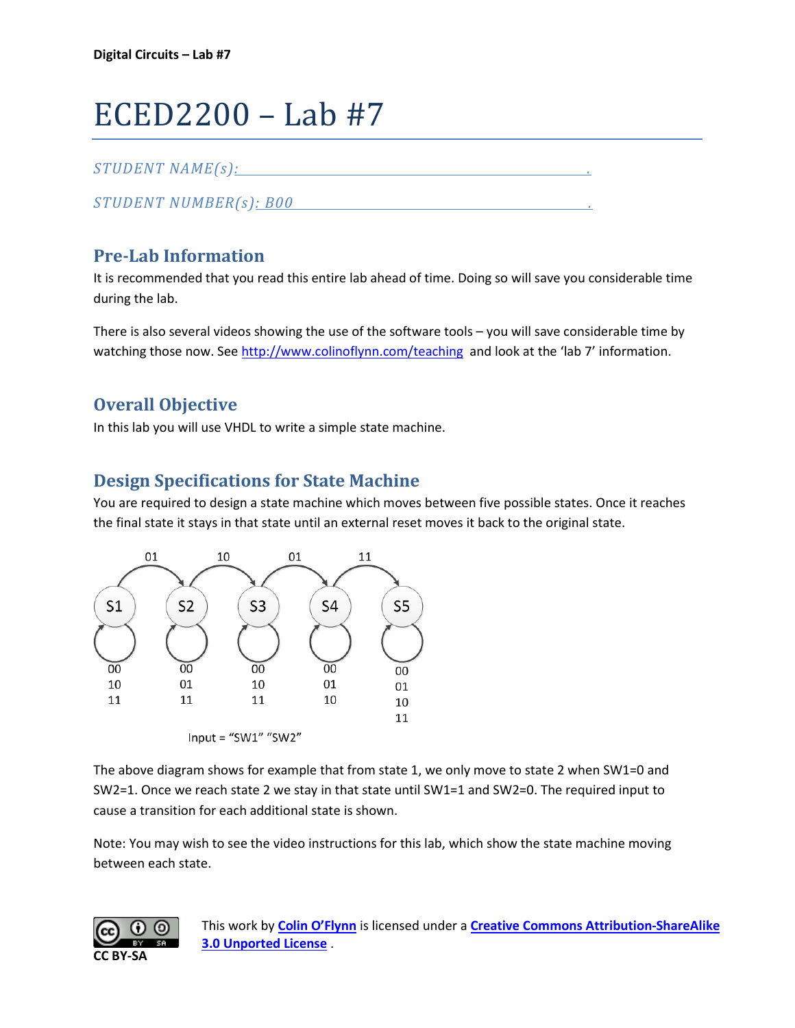# ECED2200 – Lab #7

*STUDENT NAME(s):* \_\_\_\_\_\_\_\_\_\_\_\_\_\_\_\_\_\_\_\_\_\_\_\_\_\_\_\_\_\_\_\_.

*STUDENT NUMBER(s): B00* \_\_\_\_\_\_\_\_\_\_\_\_\_\_\_\_\_\_\_\_\_\_\_\_\_\_\_\_.

## Pre-Lab Information

It is recommended that you read this entire lab ahead of time. Doing so will save you considerable time during the lab.

There is also several videos showing the use of the software tools – you will save considerable time by watching those now. See http://www.colinoflynn.com/teaching and look at the 'lab 7' information.

## Overall Objective

In this lab you will use VHDL to write a simple state machine.

## Design Specifications for State Machine

You are required to design a state machine which moves between five possible states. Once it reaches the final state it stays in that state until an external reset moves it back to the original state.

| State | Transition to next state | Self-loop (stay) inputs |
|---|---|---|
| S1 | 01 → S2 | 00, 10, 11 |
| S2 | 10 → S3 | 00, 01, 11 |
| S3 | 01 → S4 | 00, 10, 11 |
| S4 | 11 → S5 | 00, 01, 10 |
| S5 | — | 00, 01, 10, 11 |

Input = "SW1" "SW2"

The above diagram shows for example that from state 1, we only move to state 2 when SW1=0 and SW2=1. Once we reach state 2 we stay in that state until SW1=1 and SW2=0. The required input to cause a transition for each additional state is shown.

Note: You may wish to see the video instructions for this lab, which show the state machine moving between each state.

CC BY-SA

This work by **Colin O'Flynn** is licensed under a **Creative Commons Attribution-ShareAlike 3.0 Unported License**.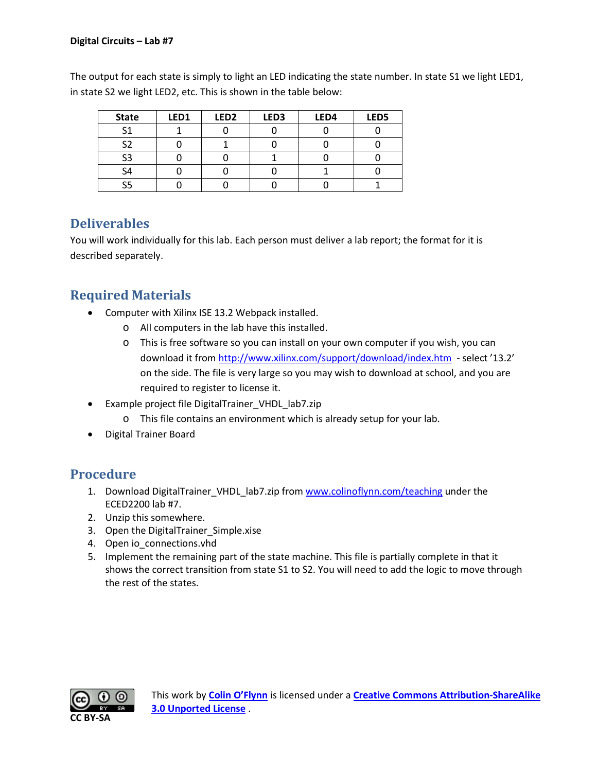The output for each state is simply to light an LED indicating the state number. In state S1 we light LED1, in state S2 we light LED2, etc. This is shown in the table below:

| State | LED1 | LED2 | LED3 | LED4 | LED5 |
|---|---|---|---|---|---|
| S1 | 1 | 0 | 0 | 0 | 0 |
| S2 | 0 | 1 | 0 | 0 | 0 |
| S3 | 0 | 0 | 1 | 0 | 0 |
| S4 | 0 | 0 | 0 | 1 | 0 |
| S5 | 0 | 0 | 0 | 0 | 1 |

## Deliverables

You will work individually for this lab. Each person must deliver a lab report; the format for it is described separately.

## Required Materials

- Computer with Xilinx ISE 13.2 Webpack installed.
  - All computers in the lab have this installed.
  - This is free software so you can install on your own computer if you wish, you can download it from [http://www.xilinx.com/support/download/index.htm](http://www.xilinx.com/support/download/index.htm) - select '13.2' on the side. The file is very large so you may wish to download at school, and you are required to register to license it.
- Example project file DigitalTrainer_VHDL_lab7.zip
  - This file contains an environment which is already setup for your lab.
- Digital Trainer Board

## Procedure

1. Download DigitalTrainer_VHDL_lab7.zip from [www.colinoflynn.com/teaching](www.colinoflynn.com/teaching) under the ECED2200 lab #7.
2. Unzip this somewhere.
3. Open the DigitalTrainer_Simple.xise
4. Open io_connections.vhd
5. Implement the remaining part of the state machine. This file is partially complete in that it shows the correct transition from state S1 to S2. You will need to add the logic to move through the rest of the states.

CC BY-SA

This work by **Colin O'Flynn** is licensed under a **Creative Commons Attribution-ShareAlike 3.0 Unported License**.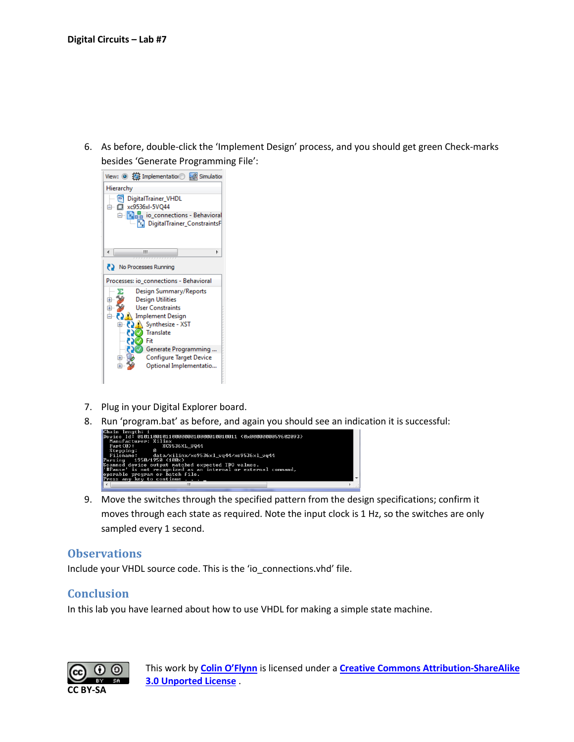6. As before, double-click the ‘Implement Design’ process, and you should get green Check-marks besides ‘Generate Programming File’:

7. Plug in your Digital Explorer board.
8. Run ‘program.bat’ as before, and again you should see an indication it is successful:

9. Move the switches through the specified pattern from the design specifications; confirm it moves through each state as required. Note the input clock is 1 Hz, so the switches are only sampled every 1 second.

## Observations

Include your VHDL source code. This is the ‘io_connections.vhd’ file.

## Conclusion

In this lab you have learned about how to use VHDL for making a simple state machine.

CC BY-SA

This work by Colin O’Flynn is licensed under a Creative Commons Attribution-ShareAlike 3.0 Unported License .